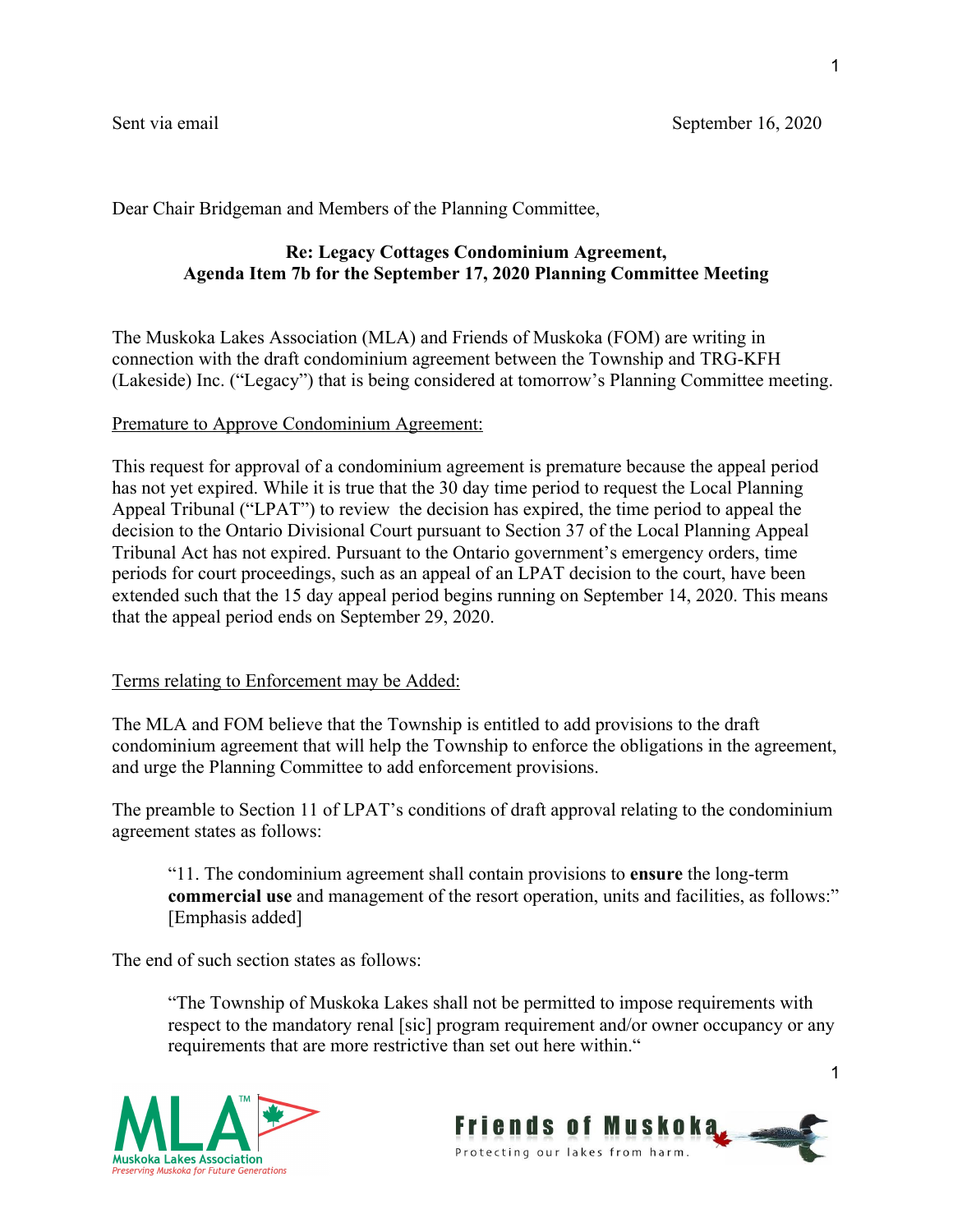Sent via email September 16, 2020

Dear Chair Bridgeman and Members of the Planning Committee,

**Re: Legacy Cottages Condominium Agreement,**
**Agenda Item 7b for the September 17, 2020 Planning Committee Meeting**

The Muskoka Lakes Association (MLA) and Friends of Muskoka (FOM) are writing in connection with the draft condominium agreement between the Township and TRG-KFH (Lakeside) Inc. ("Legacy") that is being considered at tomorrow's Planning Committee meeting.

Premature to Approve Condominium Agreement:

This request for approval of a condominium agreement is premature because the appeal period has not yet expired. While it is true that the 30 day time period to request the Local Planning Appeal Tribunal ("LPAT") to review the decision has expired, the time period to appeal the decision to the Ontario Divisional Court pursuant to Section 37 of the Local Planning Appeal Tribunal Act has not expired. Pursuant to the Ontario government's emergency orders, time periods for court proceedings, such as an appeal of an LPAT decision to the court, have been extended such that the 15 day appeal period begins running on September 14, 2020. This means that the appeal period ends on September 29, 2020.

Terms relating to Enforcement may be Added:

The MLA and FOM believe that the Township is entitled to add provisions to the draft condominium agreement that will help the Township to enforce the obligations in the agreement, and urge the Planning Committee to add enforcement provisions.

The preamble to Section 11 of LPAT's conditions of draft approval relating to the condominium agreement states as follows:

> "11. The condominium agreement shall contain provisions to **ensure** the long-term **commercial use** and management of the resort operation, units and facilities, as follows:" [Emphasis added]

The end of such section states as follows:

> "The Township of Muskoka Lakes shall not be permitted to impose requirements with respect to the mandatory renal [sic] program requirement and/or owner occupancy or any requirements that are more restrictive than set out here within."

MLA™ Muskoka Lakes Association — *Preserving Muskoka for Future Generations*

Friends of Muskoka — Protecting our lakes from harm.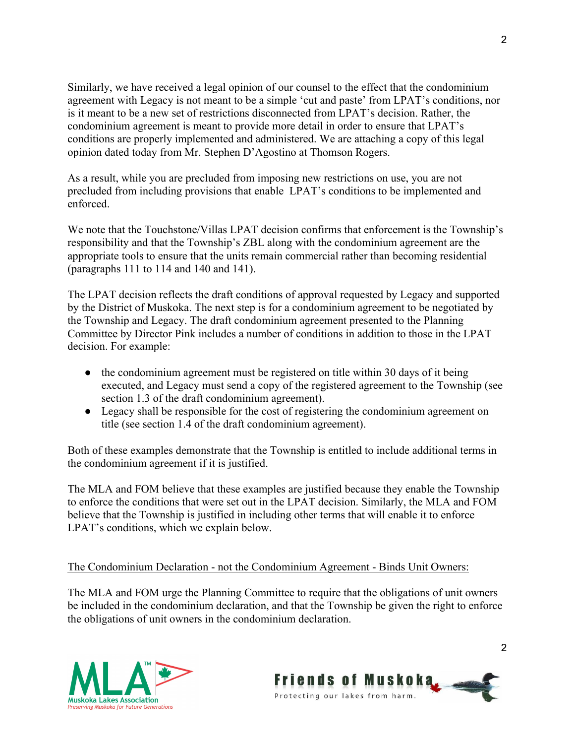Similarly, we have received a legal opinion of our counsel to the effect that the condominium agreement with Legacy is not meant to be a simple 'cut and paste' from LPAT's conditions, nor is it meant to be a new set of restrictions disconnected from LPAT's decision. Rather, the condominium agreement is meant to provide more detail in order to ensure that LPAT's conditions are properly implemented and administered. We are attaching a copy of this legal opinion dated today from Mr. Stephen D'Agostino at Thomson Rogers.

As a result, while you are precluded from imposing new restrictions on use, you are not precluded from including provisions that enable LPAT's conditions to be implemented and enforced.

We note that the Touchstone/Villas LPAT decision confirms that enforcement is the Township's responsibility and that the Township's ZBL along with the condominium agreement are the appropriate tools to ensure that the units remain commercial rather than becoming residential (paragraphs 111 to 114 and 140 and 141).

The LPAT decision reflects the draft conditions of approval requested by Legacy and supported by the District of Muskoka. The next step is for a condominium agreement to be negotiated by the Township and Legacy. The draft condominium agreement presented to the Planning Committee by Director Pink includes a number of conditions in addition to those in the LPAT decision. For example:

- the condominium agreement must be registered on title within 30 days of it being executed, and Legacy must send a copy of the registered agreement to the Township (see section 1.3 of the draft condominium agreement).
- Legacy shall be responsible for the cost of registering the condominium agreement on title (see section 1.4 of the draft condominium agreement).

Both of these examples demonstrate that the Township is entitled to include additional terms in the condominium agreement if it is justified.

The MLA and FOM believe that these examples are justified because they enable the Township to enforce the conditions that were set out in the LPAT decision. Similarly, the MLA and FOM believe that the Township is justified in including other terms that will enable it to enforce LPAT's conditions, which we explain below.

<u>The Condominium Declaration - not the Condominium Agreement - Binds Unit Owners:</u>

The MLA and FOM urge the Planning Committee to require that the obligations of unit owners be included in the condominium declaration, and that the Township be given the right to enforce the obligations of unit owners in the condominium declaration.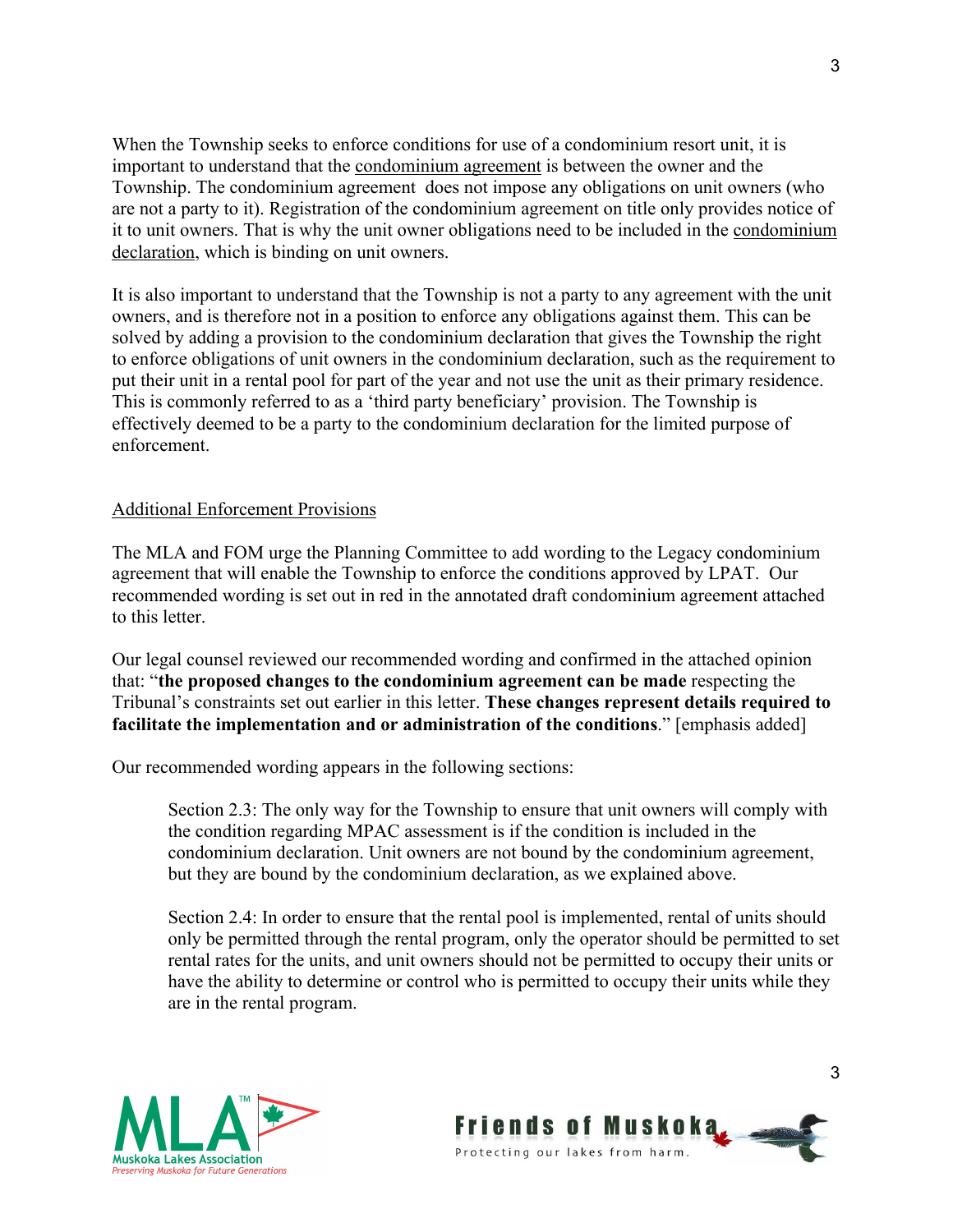When the Township seeks to enforce conditions for use of a condominium resort unit, it is important to understand that the condominium agreement is between the owner and the Township. The condominium agreement does not impose any obligations on unit owners (who are not a party to it). Registration of the condominium agreement on title only provides notice of it to unit owners. That is why the unit owner obligations need to be included in the condominium declaration, which is binding on unit owners.

It is also important to understand that the Township is not a party to any agreement with the unit owners, and is therefore not in a position to enforce any obligations against them. This can be solved by adding a provision to the condominium declaration that gives the Township the right to enforce obligations of unit owners in the condominium declaration, such as the requirement to put their unit in a rental pool for part of the year and not use the unit as their primary residence. This is commonly referred to as a 'third party beneficiary' provision. The Township is effectively deemed to be a party to the condominium declaration for the limited purpose of enforcement.

## Additional Enforcement Provisions

The MLA and FOM urge the Planning Committee to add wording to the Legacy condominium agreement that will enable the Township to enforce the conditions approved by LPAT. Our recommended wording is set out in red in the annotated draft condominium agreement attached to this letter.

Our legal counsel reviewed our recommended wording and confirmed in the attached opinion that: "**the proposed changes to the condominium agreement can be made** respecting the Tribunal's constraints set out earlier in this letter. **These changes represent details required to facilitate the implementation and or administration of the conditions**." [emphasis added]

Our recommended wording appears in the following sections:

> Section 2.3: The only way for the Township to ensure that unit owners will comply with the condition regarding MPAC assessment is if the condition is included in the condominium declaration. Unit owners are not bound by the condominium agreement, but they are bound by the condominium declaration, as we explained above.
>
> Section 2.4: In order to ensure that the rental pool is implemented, rental of units should only be permitted through the rental program, only the operator should be permitted to set rental rates for the units, and unit owners should not be permitted to occupy their units or have the ability to determine or control who is permitted to occupy their units while they are in the rental program.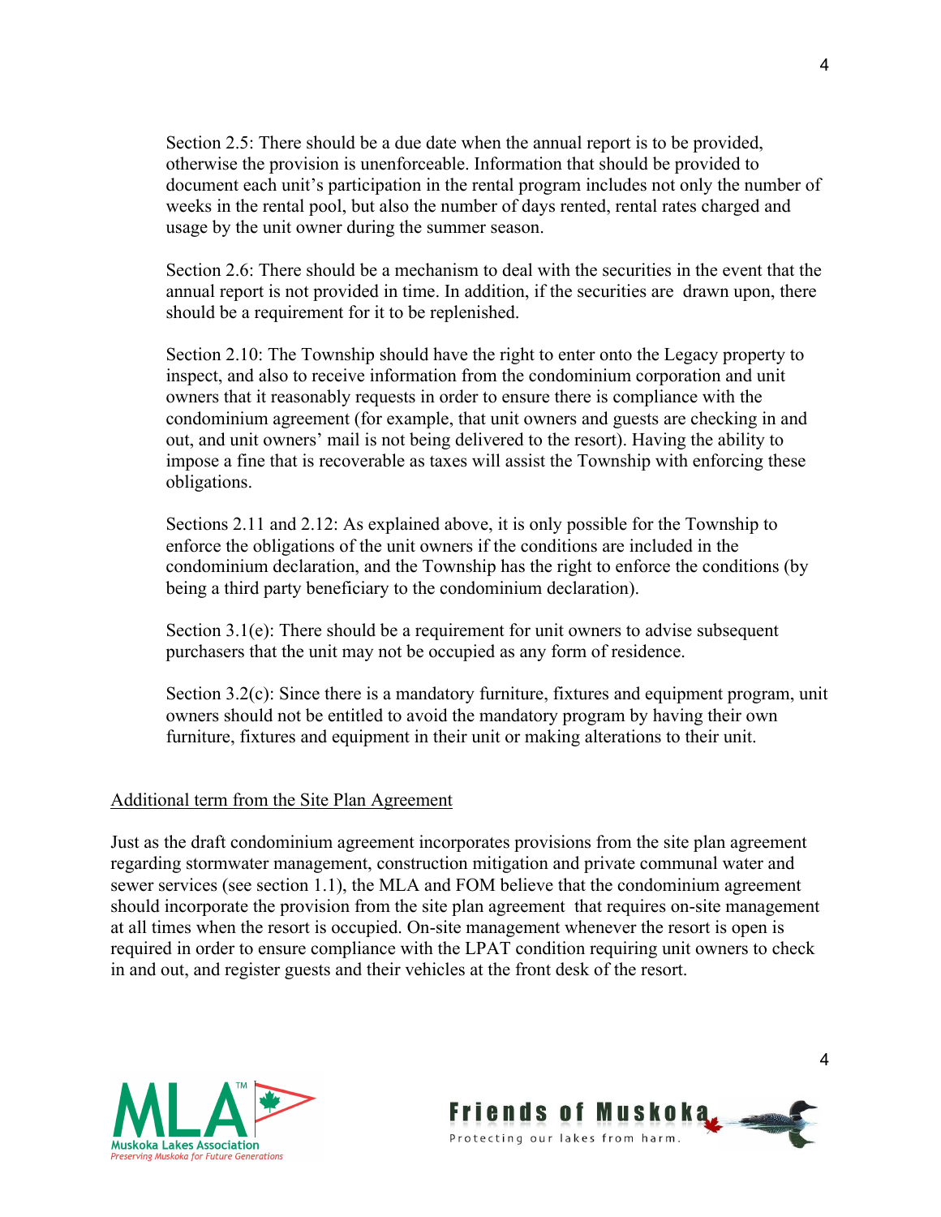Section 2.5: There should be a due date when the annual report is to be provided, otherwise the provision is unenforceable. Information that should be provided to document each unit's participation in the rental program includes not only the number of weeks in the rental pool, but also the number of days rented, rental rates charged and usage by the unit owner during the summer season.

Section 2.6: There should be a mechanism to deal with the securities in the event that the annual report is not provided in time. In addition, if the securities are drawn upon, there should be a requirement for it to be replenished.

Section 2.10: The Township should have the right to enter onto the Legacy property to inspect, and also to receive information from the condominium corporation and unit owners that it reasonably requests in order to ensure there is compliance with the condominium agreement (for example, that unit owners and guests are checking in and out, and unit owners' mail is not being delivered to the resort). Having the ability to impose a fine that is recoverable as taxes will assist the Township with enforcing these obligations.

Sections 2.11 and 2.12: As explained above, it is only possible for the Township to enforce the obligations of the unit owners if the conditions are included in the condominium declaration, and the Township has the right to enforce the conditions (by being a third party beneficiary to the condominium declaration).

Section 3.1(e): There should be a requirement for unit owners to advise subsequent purchasers that the unit may not be occupied as any form of residence.

Section 3.2(c): Since there is a mandatory furniture, fixtures and equipment program, unit owners should not be entitled to avoid the mandatory program by having their own furniture, fixtures and equipment in their unit or making alterations to their unit.

## Additional term from the Site Plan Agreement

Just as the draft condominium agreement incorporates provisions from the site plan agreement regarding stormwater management, construction mitigation and private communal water and sewer services (see section 1.1), the MLA and FOM believe that the condominium agreement should incorporate the provision from the site plan agreement that requires on-site management at all times when the resort is occupied. On-site management whenever the resort is open is required in order to ensure compliance with the LPAT condition requiring unit owners to check in and out, and register guests and their vehicles at the front desk of the resort.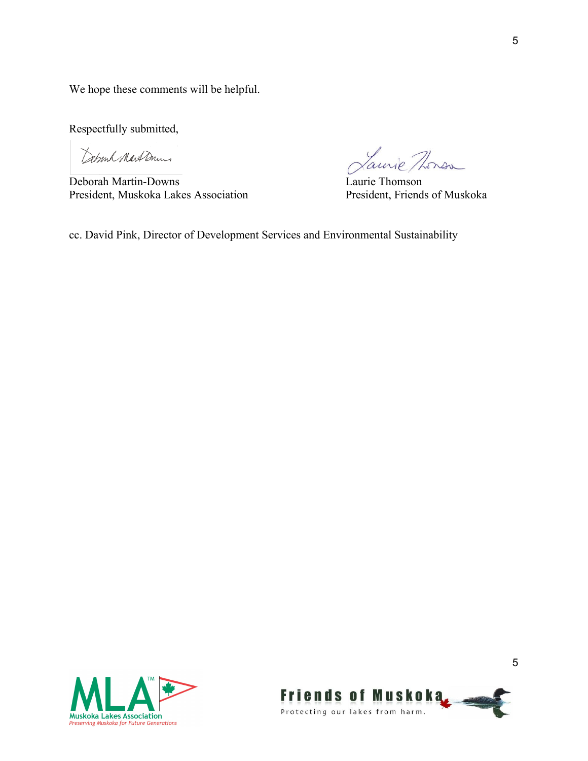We hope these comments will be helpful.

Respectfully submitted,

Deborah Martin-Downs
President, Muskoka Lakes Association

Laurie Thomson
President, Friends of Muskoka

cc. David Pink, Director of Development Services and Environmental Sustainability